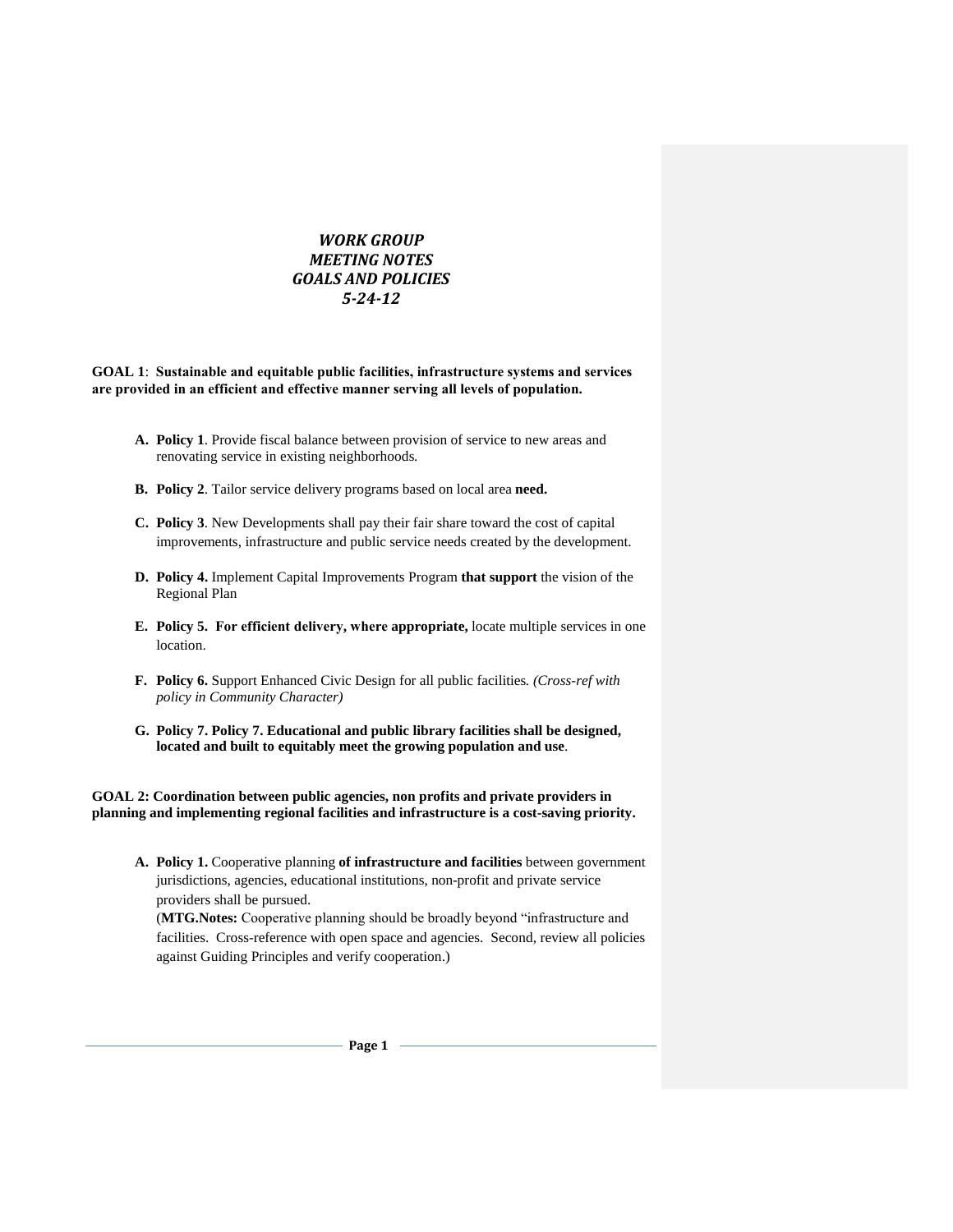# *WORK GROUP MEETING NOTES GOALS AND POLICIES 5-24-12*

**GOAL 1**: **Sustainable and equitable public facilities, infrastructure systems and services are provided in an efficient and effective manner serving all levels of population.**

A. **Policy 1**. Provide fiscal balance between provision of service to new areas and renovating service in existing neighborhoods.

B. **Policy 2**. Tailor service delivery programs based on local area **need.**

C. **Policy 3**. New Developments shall pay their fair share toward the cost of capital improvements, infrastructure and public service needs created by the development.

D. **Policy 4.** Implement Capital Improvements Program **that support** the vision of the Regional Plan

E. **Policy 5. For efficient delivery, where appropriate,** locate multiple services in one location.

F. **Policy 6.** Support Enhanced Civic Design for all public facilities. *(Cross-ref with policy in Community Character)*

G. **Policy 7. Policy 7. Educational and public library facilities shall be designed, located and built to equitably meet the growing population and use**.

**GOAL 2: Coordination between public agencies, non profits and private providers in planning and implementing regional facilities and infrastructure is a cost-saving priority.**

A. **Policy 1.** Cooperative planning **of infrastructure and facilities** between government jurisdictions, agencies, educational institutions, non-profit and private service providers shall be pursued.
(**MTG.Notes:** Cooperative planning should be broadly beyond "infrastructure and facilities. Cross-reference with open space and agencies. Second, review all policies against Guiding Principles and verify cooperation.)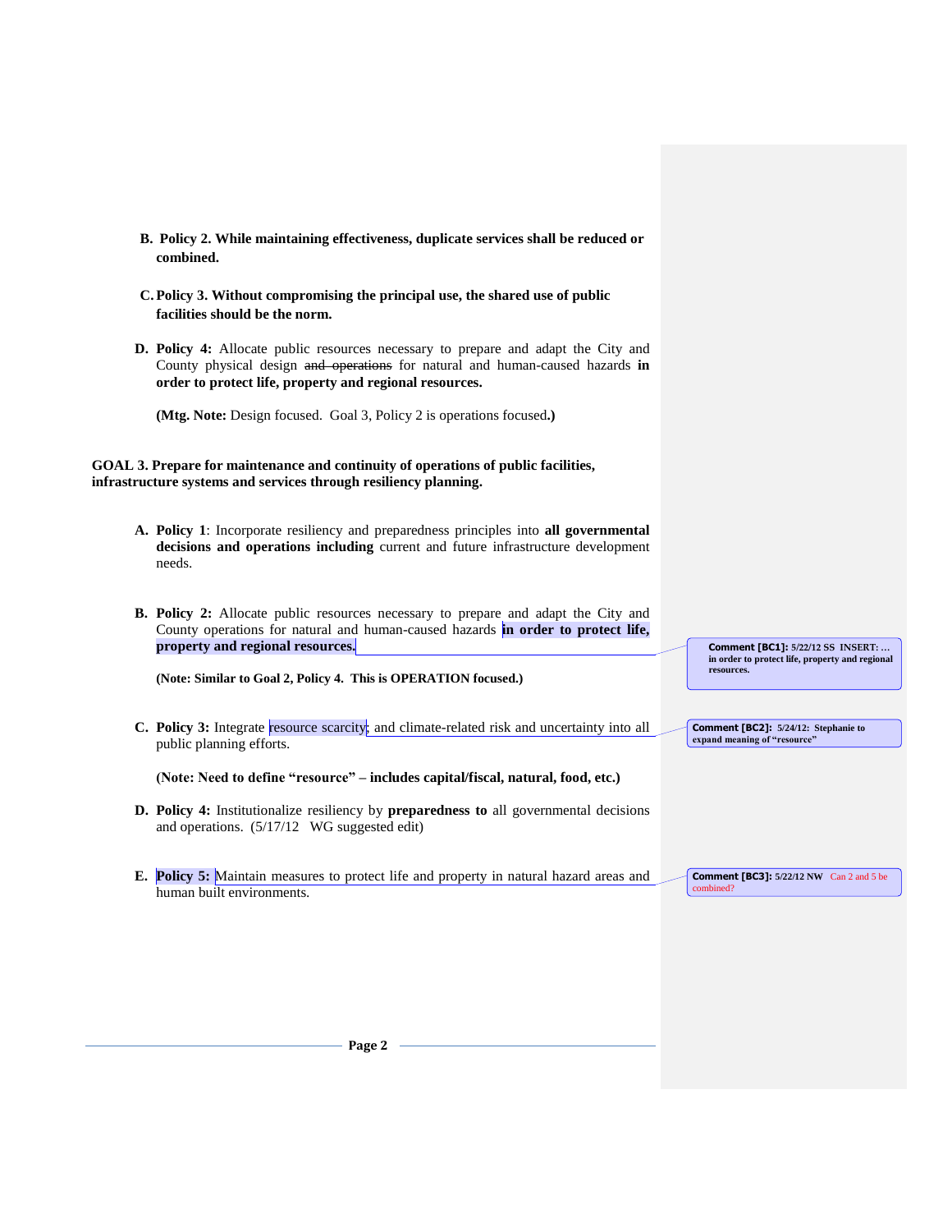B. **Policy 2. While maintaining effectiveness, duplicate services shall be reduced or combined.**

C. **Policy 3. Without compromising the principal use, the shared use of public facilities should be the norm.**

D. **Policy 4:** Allocate public resources necessary to prepare and adapt the City and County physical design ~~and operations~~ for natural and human-caused hazards **in order to protect life, property and regional resources.**

**(Mtg. Note:** Design focused. Goal 3, Policy 2 is operations focused**.)**

**GOAL 3. Prepare for maintenance and continuity of operations of public facilities, infrastructure systems and services through resiliency planning.**

A. **Policy 1**: Incorporate resiliency and preparedness principles into **all governmental decisions and operations including** current and future infrastructure development needs.

B. **Policy 2:** Allocate public resources necessary to prepare and adapt the City and County operations for natural and human-caused hazards **in order to protect life, property and regional resources.**

**(Note: Similar to Goal 2, Policy 4. This is OPERATION focused.)**

C. **Policy 3:** Integrate resource scarcity; and climate-related risk and uncertainty into all public planning efforts.

**(Note: Need to define "resource" – includes capital/fiscal, natural, food, etc.)**

D. **Policy 4:** Institutionalize resiliency by **preparedness to** all governmental decisions and operations. (5/17/12 WG suggested edit)

E. **Policy 5:** Maintain measures to protect life and property in natural hazard areas and human built environments.

**Comment [BC1]:** 5/22/12 SS INSERT: … in order to protect life, property and regional resources.

**Comment [BC2]:** 5/24/12: Stephanie to expand meaning of "resource"

**Comment [BC3]:** 5/22/12 NW Can 2 and 5 be combined?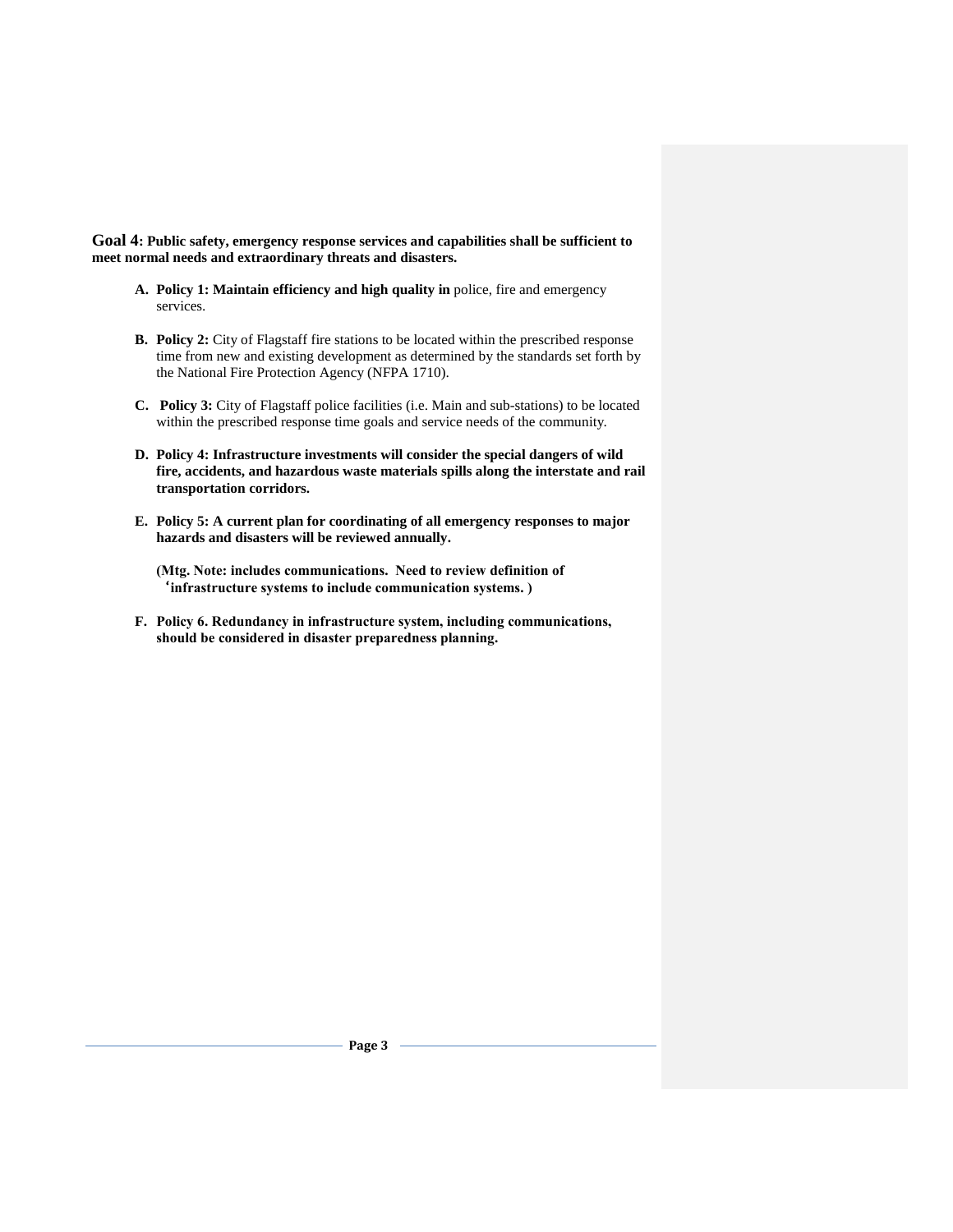**Goal 4: Public safety, emergency response services and capabilities shall be sufficient to meet normal needs and extraordinary threats and disasters.**

A. **Policy 1: Maintain efficiency and high quality in** police, fire and emergency services.

B. **Policy 2:** City of Flagstaff fire stations to be located within the prescribed response time from new and existing development as determined by the standards set forth by the National Fire Protection Agency (NFPA 1710).

C. **Policy 3:** City of Flagstaff police facilities (i.e. Main and sub-stations) to be located within the prescribed response time goals and service needs of the community.

D. **Policy 4: Infrastructure investments will consider the special dangers of wild fire, accidents, and hazardous waste materials spills along the interstate and rail transportation corridors.**

E. **Policy 5: A current plan for coordinating of all emergency responses to major hazards and disasters will be reviewed annually.**

   **(Mtg. Note: includes communications. Need to review definition of 'infrastructure systems to include communication systems. )**

F. **Policy 6. Redundancy in infrastructure system, including communications, should be considered in disaster preparedness planning.**